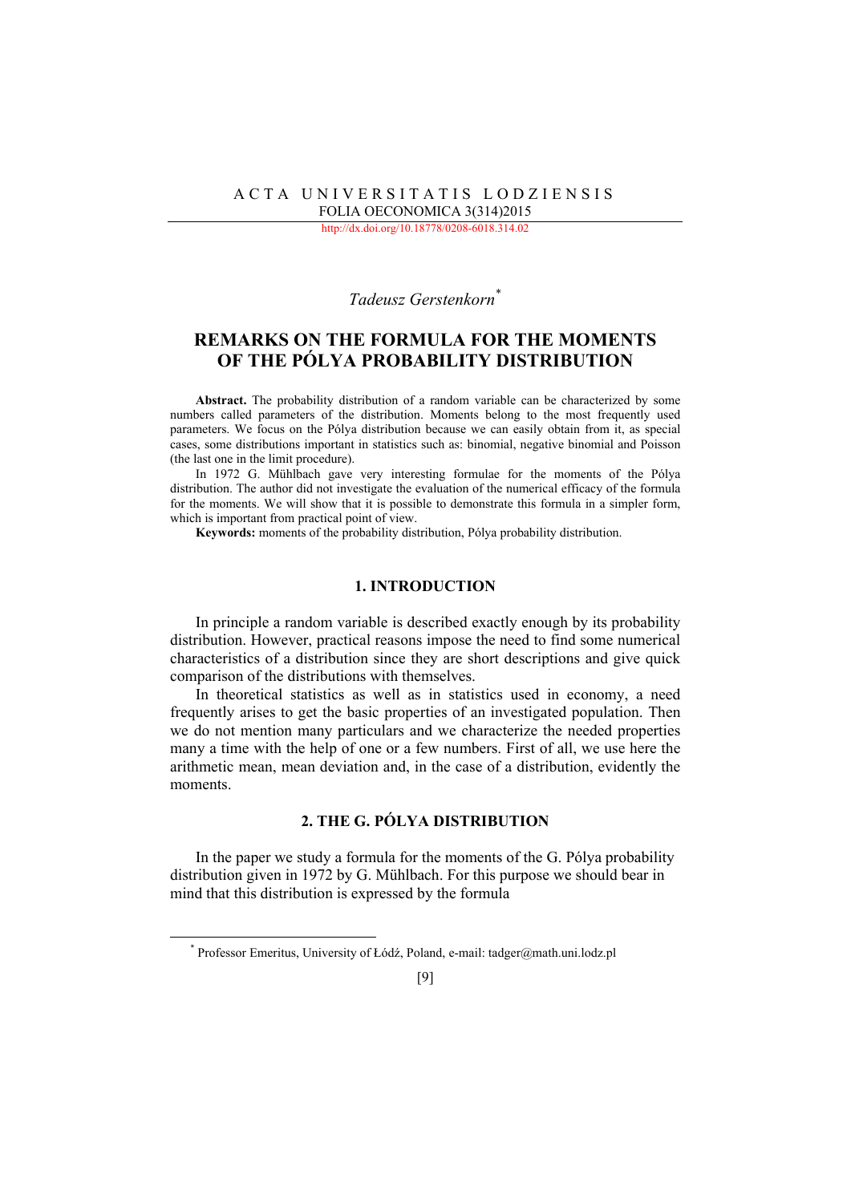A C T A   U N I V E R S I T A T I S   L O D Z I E N S I S

FOLIA OECONOMICA 3(314)2015

http://dx.doi.org/10.18778/0208-6018.314.02

*Tadeusz Gerstenkorn*[*]

# REMARKS ON THE FORMULA FOR THE MOMENTS OF THE PÓLYA PROBABILITY DISTRIBUTION

**Abstract.** The probability distribution of a random variable can be characterized by some numbers called parameters of the distribution. Moments belong to the most frequently used parameters. We focus on the Pólya distribution because we can easily obtain from it, as special cases, some distributions important in statistics such as: binomial, negative binomial and Poisson (the last one in the limit procedure).

In 1972 G. Mühlbach gave very interesting formulae for the moments of the Pólya distribution. The author did not investigate the evaluation of the numerical efficacy of the formula for the moments. We will show that it is possible to demonstrate this formula in a simpler form, which is important from practical point of view.

**Keywords:** moments of the probability distribution, Pólya probability distribution.

## 1. INTRODUCTION

In principle a random variable is described exactly enough by its probability distribution. However, practical reasons impose the need to find some numerical characteristics of a distribution since they are short descriptions and give quick comparison of the distributions with themselves.

In theoretical statistics as well as in statistics used in economy, a need frequently arises to get the basic properties of an investigated population. Then we do not mention many particulars and we characterize the needed properties many a time with the help of one or a few numbers. First of all, we use here the arithmetic mean, mean deviation and, in the case of a distribution, evidently the moments.

## 2. THE G. PÓLYA DISTRIBUTION

In the paper we study a formula for the moments of the G. Pólya probability distribution given in 1972 by G. Mühlbach. For this purpose we should bear in mind that this distribution is expressed by the formula

[*] Professor Emeritus, University of Łódź, Poland, e-mail: tadger@math.uni.lodz.pl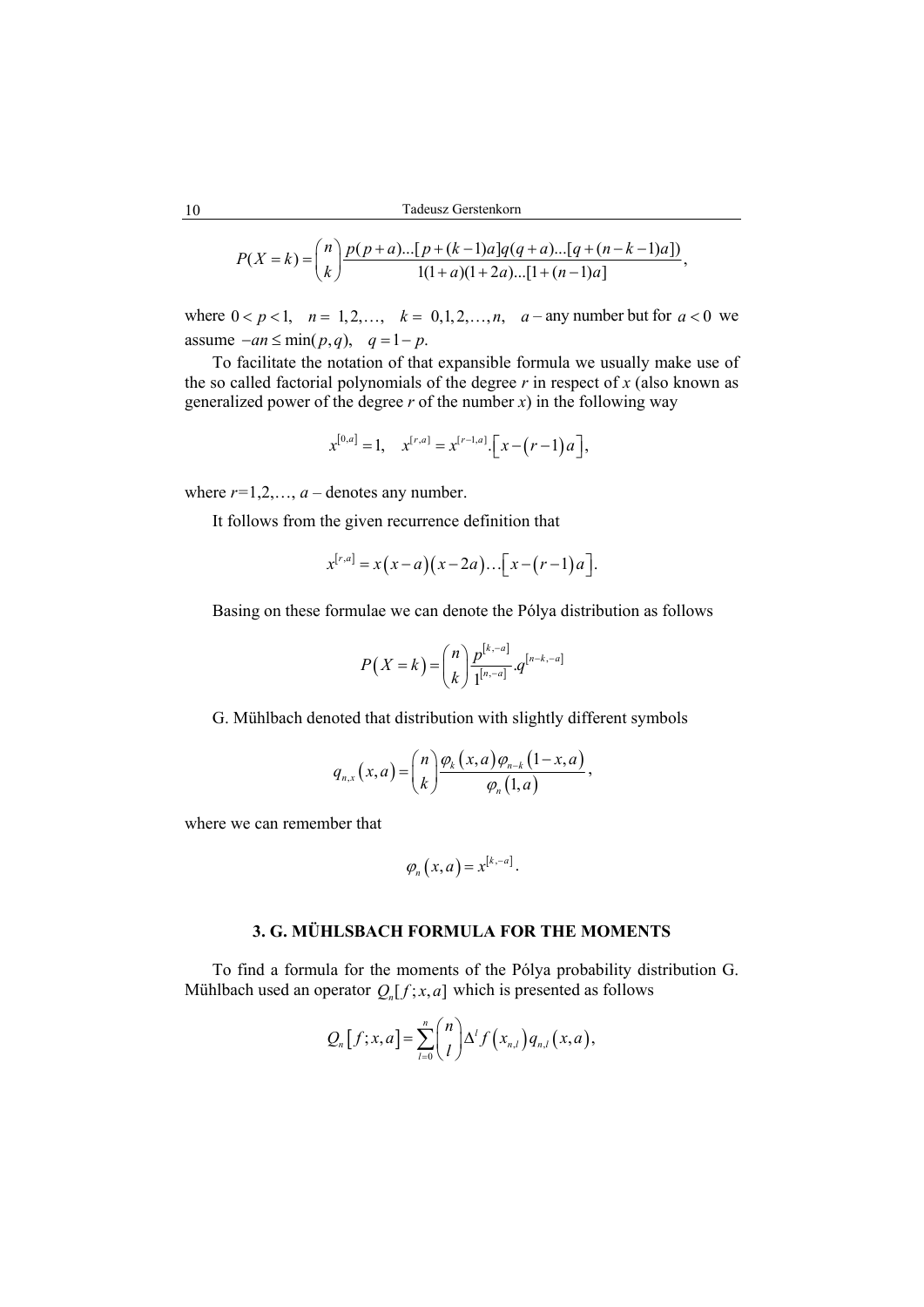$$P(X=k)=\binom{n}{k}\frac{p(p+a)...[p+(k-1)a]q(q+a)...[q+(n-k-1)a])}{1(1+a)(1+2a)...[1+(n-1)a]},$$

where $0<p<1$, $n=1,2,\ldots$, $k=0,1,2,\ldots,n$, $a$ – any number but for $a<0$ we assume $-an \le \min(p,q)$, $q=1-p$.

To facilitate the notation of that expansible formula we usually make use of the so called factorial polynomials of the degree *r* in respect of *x* (also known as generalized power of the degree *r* of the number *x*) in the following way

$$x^{[0,a]}=1, \quad x^{[r,a]}=x^{[r-1,a]}.\left[x-(r-1)a\right],$$

where $r$=1,2,…, $a$ – denotes any number.

It follows from the given recurrence definition that

$$x^{[r,a]}=x(x-a)(x-2a)\ldots\left[x-(r-1)a\right].$$

Basing on these formulae we can denote the Pólya distribution as follows

$$P(X=k)=\binom{n}{k}\frac{p^{[k,-a]}}{1^{[n,-a]}}.q^{[n-k,-a]}$$

G. Mühlbach denoted that distribution with slightly different symbols

$$q_{n,x}(x,a)=\binom{n}{k}\frac{\varphi_k(x,a)\varphi_{n-k}(1-x,a)}{\varphi_n(1,a)},$$

where we can remember that

$$\varphi_n(x,a)=x^{[k,-a]}.$$

## 3. G. MÜHLSBACH FORMULA FOR THE MOMENTS

To find a formula for the moments of the Pólya probability distribution G. Mühlbach used an operator $Q_n[f;x,a]$ which is presented as follows

$$Q_n[f;x,a]=\sum_{l=0}^{n}\binom{n}{l}\Delta^l f(x_{n,l})q_{n,l}(x,a),$$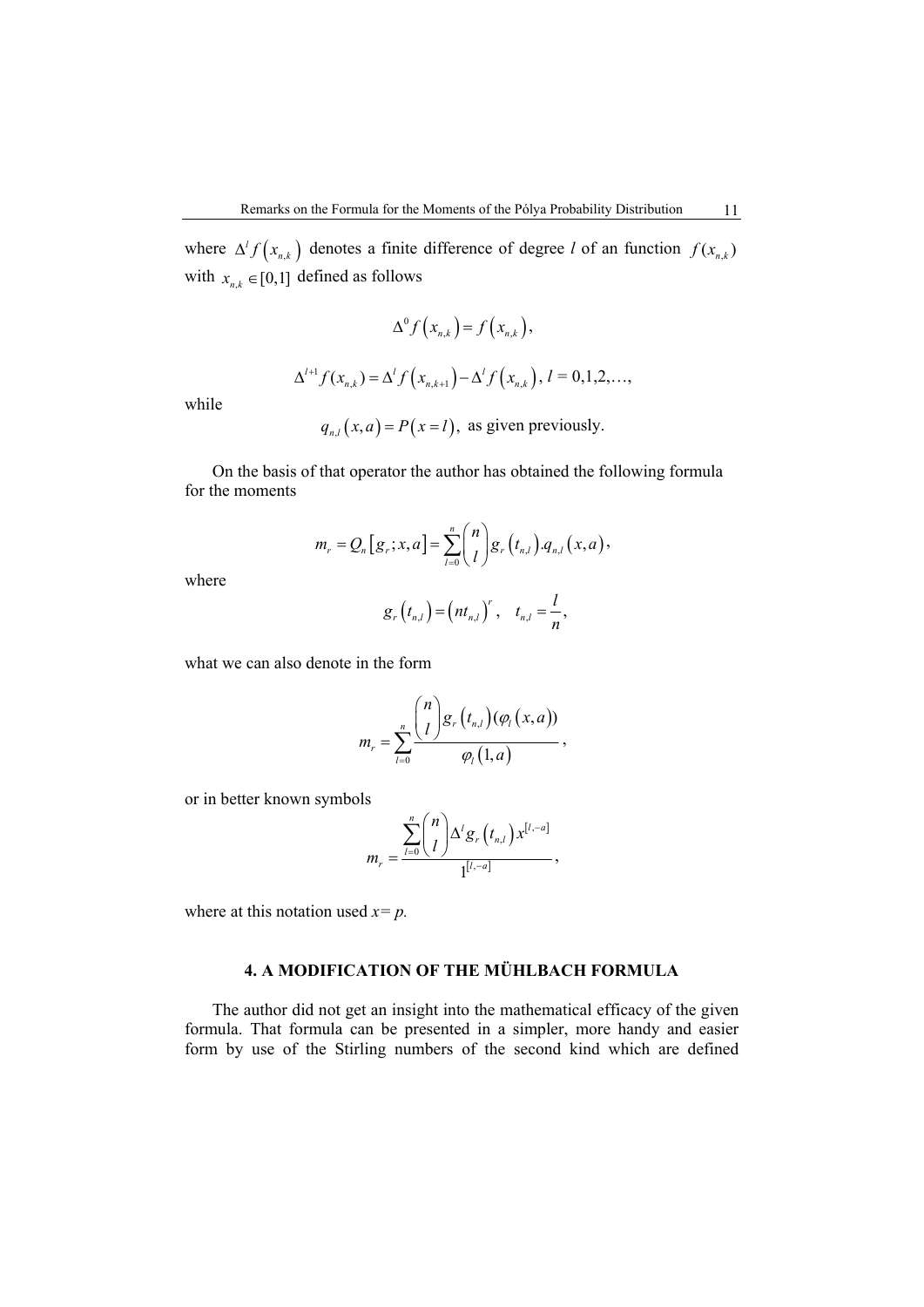where $\Delta^l f\left(x_{n,k}\right)$ denotes a finite difference of degree $l$ of an function $f(x_{n,k})$ with $x_{n,k} \in [0,1]$ defined as follows

$$\Delta^0 f\left(x_{n,k}\right) = f\left(x_{n,k}\right),$$

$$\Delta^{l+1} f(x_{n,k}) = \Delta^l f\left(x_{n,k+1}\right) - \Delta^l f\left(x_{n,k}\right), \; l = 0,1,2,\ldots,$$

while

$$q_{n,l}\left(x,a\right) = P\left(x = l\right), \text{ as given previously.}$$

On the basis of that operator the author has obtained the following formula for the moments

$$m_r = Q_n\left[g_r; x, a\right] = \sum_{l=0}^{n} \binom{n}{l} g_r\left(t_{n,l}\right).q_{n,l}\left(x,a\right),$$

where

$$g_r\left(t_{n,l}\right) = \left(nt_{n,l}\right)^r, \quad t_{n,l} = \frac{l}{n},$$

what we can also denote in the form

$$m_r = \sum_{l=0}^{n} \frac{\binom{n}{l} g_r\left(t_{n,l}\right)(\varphi_l\left(x,a\right))}{\varphi_l\left(1,a\right)},$$

or in better known symbols

$$m_r = \frac{\sum_{l=0}^{n} \binom{n}{l} \Delta^l g_r\left(t_{n,l}\right) x^{[l,-a]}}{1^{[l,-a]}},$$

where at this notation used $x = p$.

## 4. A MODIFICATION OF THE MÜHLBACH FORMULA

The author did not get an insight into the mathematical efficacy of the given formula. That formula can be presented in a simpler, more handy and easier form by use of the Stirling numbers of the second kind which are defined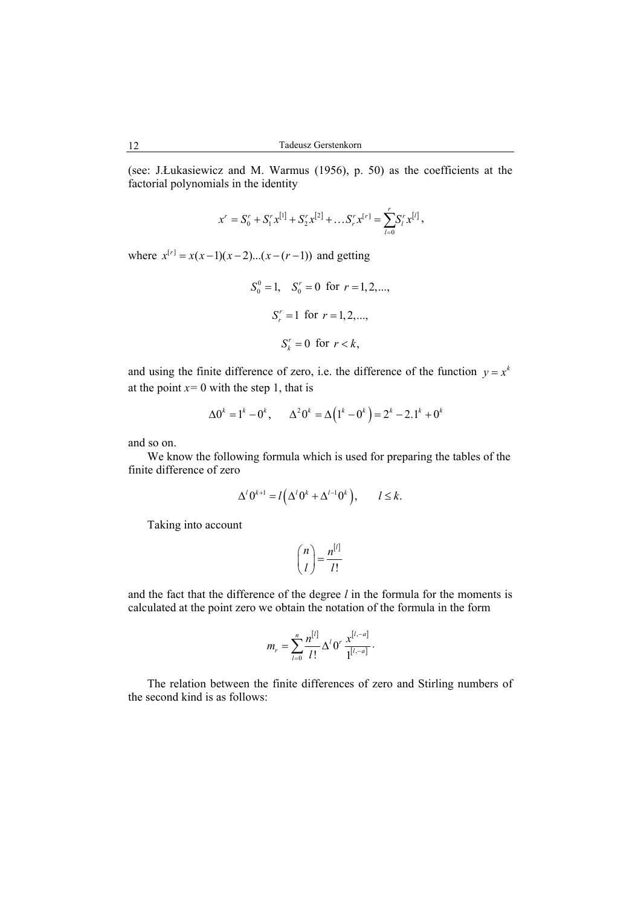(see: J.Łukasiewicz and M. Warmus (1956), p. 50) as the coefficients at the factorial polynomials in the identity

$$x^r = S_0^r + S_1^r x^{[1]} + S_2^r x^{[2]} + \dots S_r^r x^{[r]} = \sum_{l=0}^{r} S_l^r x^{[l]},$$

where $x^{[r]} = x(x-1)(x-2)...(x-(r-1))$ and getting

$$S_0^0 = 1, \quad S_0^r = 0 \text{ for } r = 1, 2, ...,$$

$$S_r^r = 1 \text{ for } r = 1, 2, ...,$$

$$S_k^r = 0 \text{ for } r < k,$$

and using the finite difference of zero, i.e. the difference of the function $y = x^k$ at the point $x = 0$ with the step 1, that is

$$\Delta 0^k = 1^k - 0^k, \qquad \Delta^2 0^k = \Delta\left(1^k - 0^k\right) = 2^k - 2.1^k + 0^k$$

and so on.

We know the following formula which is used for preparing the tables of the finite difference of zero

$$\Delta^l 0^{k+1} = l\left(\Delta^l 0^k + \Delta^{l-1} 0^k\right), \qquad l \le k.$$

Taking into account

$$\binom{n}{l} = \frac{n^{[l]}}{l!}$$

and the fact that the difference of the degree $l$ in the formula for the moments is calculated at the point zero we obtain the notation of the formula in the form

$$m_r = \sum_{l=0}^{n} \frac{n^{[l]}}{l!} \Delta^l 0^r \frac{x^{[l,-a]}}{1^{[l,-a]}}.$$

The relation between the finite differences of zero and Stirling numbers of the second kind is as follows: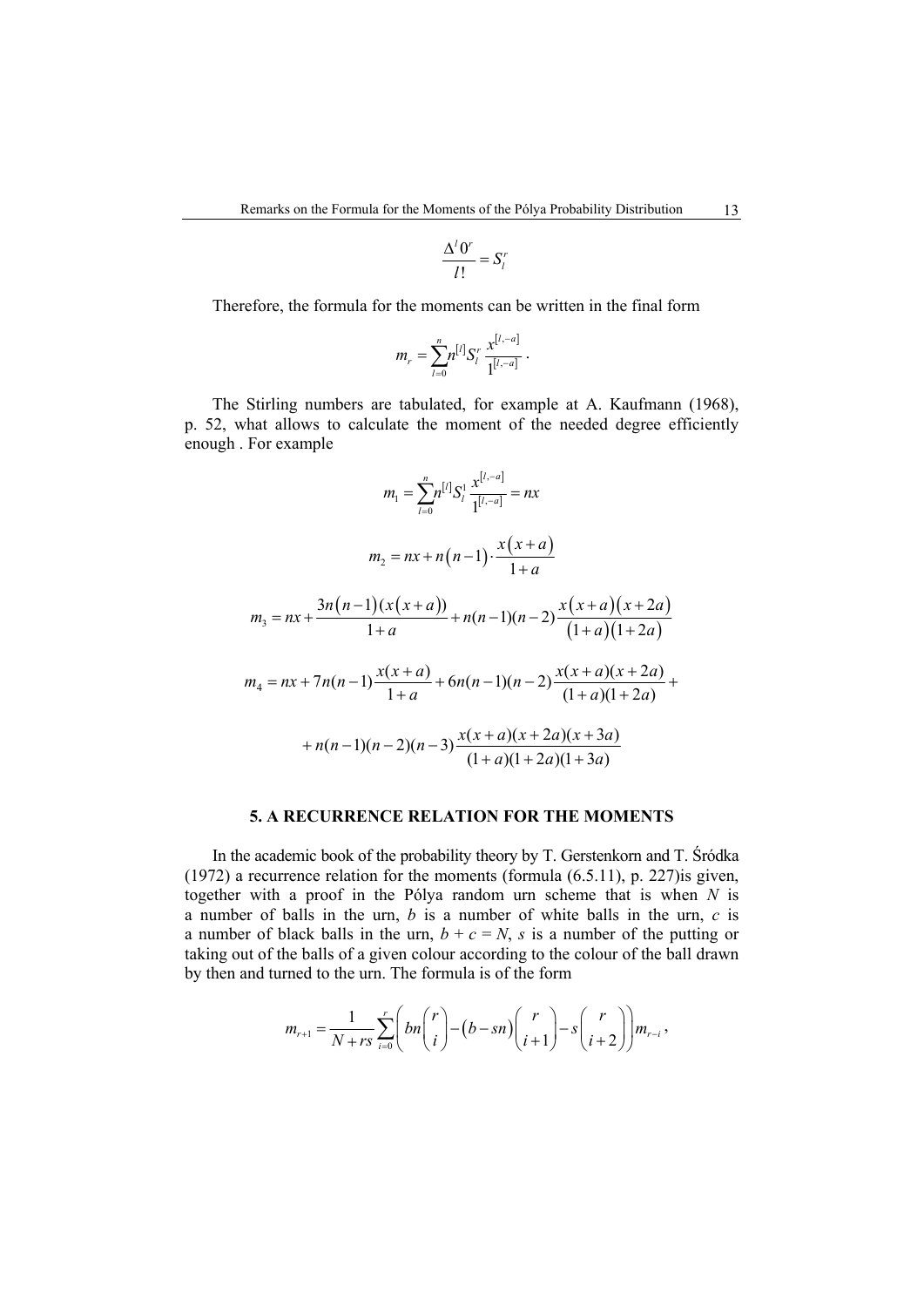$$\frac{\Delta^l 0^r}{l!} = S_l^r$$

Therefore, the formula for the moments can be written in the final form

$$m_r = \sum_{l=0}^{n} n^{[l]} S_l^r \frac{x^{[l,-a]}}{1^{[l,-a]}}.$$

The Stirling numbers are tabulated, for example at A. Kaufmann (1968), p. 52, what allows to calculate the moment of the needed degree efficiently enough . For example

$$m_1 = \sum_{l=0}^{n} n^{[l]} S_l^1 \frac{x^{[l,-a]}}{1^{[l,-a]}} = nx$$

$$m_2 = nx + n(n-1) \cdot \frac{x(x+a)}{1+a}$$

$$m_3 = nx + \frac{3n(n-1)(x(x+a))}{1+a} + n(n-1)(n-2)\frac{x(x+a)(x+2a)}{(1+a)(1+2a)}$$

$$m_4 = nx + 7n(n-1)\frac{x(x+a)}{1+a} + 6n(n-1)(n-2)\frac{x(x+a)(x+2a)}{(1+a)(1+2a)} +$$

$$+ n(n-1)(n-2)(n-3)\frac{x(x+a)(x+2a)(x+3a)}{(1+a)(1+2a)(1+3a)}$$

## 5. A RECURRENCE RELATION FOR THE MOMENTS

In the academic book of the probability theory by T. Gerstenkorn and T. Śródka (1972) a recurrence relation for the moments (formula (6.5.11), p. 227)is given, together with a proof in the Pólya random urn scheme that is when $N$ is a number of balls in the urn, $b$ is a number of white balls in the urn, $c$ is a number of black balls in the urn, $b + c = N$, $s$ is a number of the putting or taking out of the balls of a given colour according to the colour of the ball drawn by then and turned to the urn. The formula is of the form

$$m_{r+1} = \frac{1}{N + rs}\sum_{i=0}^{r}\left( bn\binom{r}{i} - (b - sn)\binom{r}{i+1} - s\binom{r}{i+2}\right) m_{r-i},$$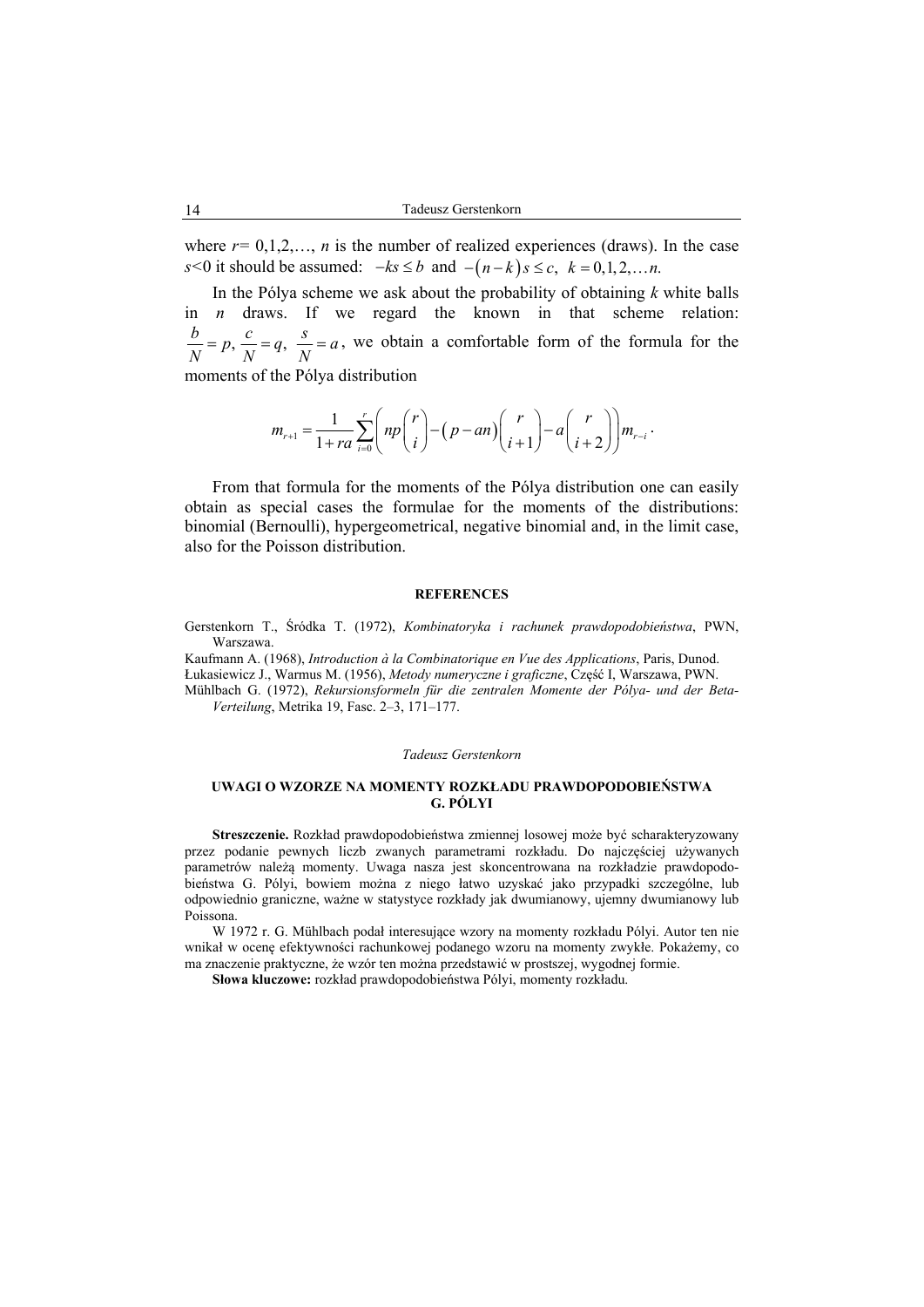where $r = 0,1,2,\ldots, n$ is the number of realized experiences (draws). In the case $s<0$ it should be assumed: $-ks \le b$ and $-(n-k)s \le c,\ k = 0,1,2,\ldots n.$

In the Pólya scheme we ask about the probability of obtaining $k$ white balls in $n$ draws. If we regard the known in that scheme relation: $\frac{b}{N} = p,\ \frac{c}{N} = q,\ \frac{s}{N} = a$, we obtain a comfortable form of the formula for the moments of the Pólya distribution

$$m_{r+1} = \frac{1}{1+ra}\sum_{i=0}^{r}\left(np\binom{r}{i} - (p-an)\binom{r}{i+1} - a\binom{r}{i+2}\right)m_{r-i}.$$

From that formula for the moments of the Pólya distribution one can easily obtain as special cases the formulae for the moments of the distributions: binomial (Bernoulli), hypergeometrical, negative binomial and, in the limit case, also for the Poisson distribution.

## REFERENCES

Gerstenkorn T., Śródka T. (1972), *Kombinatoryka i rachunek prawdopodobieństwa*, PWN, Warszawa.

Kaufmann A. (1968), *Introduction à la Combinatorique en Vue des Applications*, Paris, Dunod.

Łukasiewicz J., Warmus M. (1956), *Metody numeryczne i graficzne*, Część I, Warszawa, PWN.

Mühlbach G. (1972), *Rekursionsformeln für die zentralen Momente der Pólya- und der Beta-Verteilung*, Metrika 19, Fasc. 2–3, 171–177.

*Tadeusz Gerstenkorn*

### UWAGI O WZORZE NA MOMENTY ROZKŁADU PRAWDOPODOBIEŃSTWA G. PÓLYI

**Streszczenie.** Rozkład prawdopodobieństwa zmiennej losowej może być scharakteryzowany przez podanie pewnych liczb zwanych parametrami rozkładu. Do najczęściej używanych parametrów należą momenty. Uwaga nasza jest skoncentrowana na rozkładzie prawdopodobieństwa G. Pólyi, bowiem można z niego łatwo uzyskać jako przypadki szczególne, lub odpowiednio graniczne, ważne w statystyce rozkłady jak dwumianowy, ujemny dwumianowy lub Poissona.

W 1972 r. G. Mühlbach podał interesujące wzory na momenty rozkładu Pólyi. Autor ten nie wnikał w ocenę efektywności rachunkowej podanego wzoru na momenty zwykłe. Pokażemy, co ma znaczenie praktyczne, że wzór ten można przedstawić w prostszej, wygodnej formie.

**Słowa kluczowe:** rozkład prawdopodobieństwa Pólyi, momenty rozkładu.